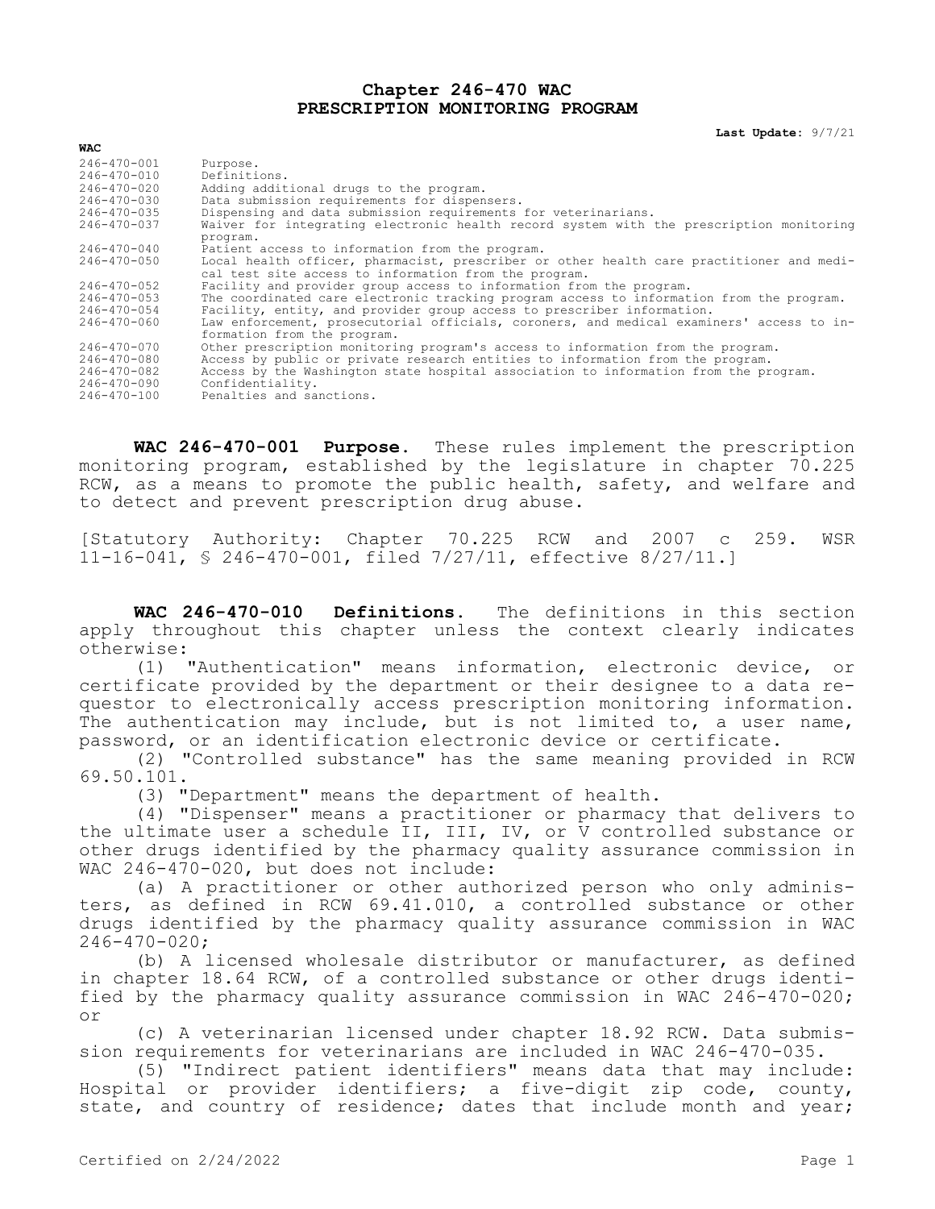# Chapter 246-470 WAC
# PRESCRIPTION MONITORING PROGRAM

**Last Update:** 9/7/21

| **WAC** | |
|---|---|
| 246-470-001 | Purpose. |
| 246-470-010 | Definitions. |
| 246-470-020 | Adding additional drugs to the program. |
| 246-470-030 | Data submission requirements for dispensers. |
| 246-470-035 | Dispensing and data submission requirements for veterinarians. |
| 246-470-037 | Waiver for integrating electronic health record system with the prescription monitoring program. |
| 246-470-040 | Patient access to information from the program. |
| 246-470-050 | Local health officer, pharmacist, prescriber or other health care practitioner and medical test site access to information from the program. |
| 246-470-052 | Facility and provider group access to information from the program. |
| 246-470-053 | The coordinated care electronic tracking program access to information from the program. |
| 246-470-054 | Facility, entity, and provider group access to prescriber information. |
| 246-470-060 | Law enforcement, prosecutorial officials, coroners, and medical examiners' access to information from the program. |
| 246-470-070 | Other prescription monitoring program's access to information from the program. |
| 246-470-080 | Access by public or private research entities to information from the program. |
| 246-470-082 | Access by the Washington state hospital association to information from the program. |
| 246-470-090 | Confidentiality. |
| 246-470-100 | Penalties and sanctions. |

**WAC 246-470-001 Purpose.** These rules implement the prescription monitoring program, established by the legislature in chapter 70.225 RCW, as a means to promote the public health, safety, and welfare and to detect and prevent prescription drug abuse.

[Statutory Authority: Chapter 70.225 RCW and 2007 c 259. WSR 11-16-041, § 246-470-001, filed 7/27/11, effective 8/27/11.]

**WAC 246-470-010 Definitions.** The definitions in this section apply throughout this chapter unless the context clearly indicates otherwise:

(1) "Authentication" means information, electronic device, or certificate provided by the department or their designee to a data requestor to electronically access prescription monitoring information. The authentication may include, but is not limited to, a user name, password, or an identification electronic device or certificate.

(2) "Controlled substance" has the same meaning provided in RCW 69.50.101.

(3) "Department" means the department of health.

(4) "Dispenser" means a practitioner or pharmacy that delivers to the ultimate user a schedule II, III, IV, or V controlled substance or other drugs identified by the pharmacy quality assurance commission in WAC 246-470-020, but does not include:

(a) A practitioner or other authorized person who only administers, as defined in RCW 69.41.010, a controlled substance or other drugs identified by the pharmacy quality assurance commission in WAC 246-470-020;

(b) A licensed wholesale distributor or manufacturer, as defined in chapter 18.64 RCW, of a controlled substance or other drugs identified by the pharmacy quality assurance commission in WAC 246-470-020; or

(c) A veterinarian licensed under chapter 18.92 RCW. Data submission requirements for veterinarians are included in WAC 246-470-035.

(5) "Indirect patient identifiers" means data that may include: Hospital or provider identifiers; a five-digit zip code, county, state, and country of residence; dates that include month and year;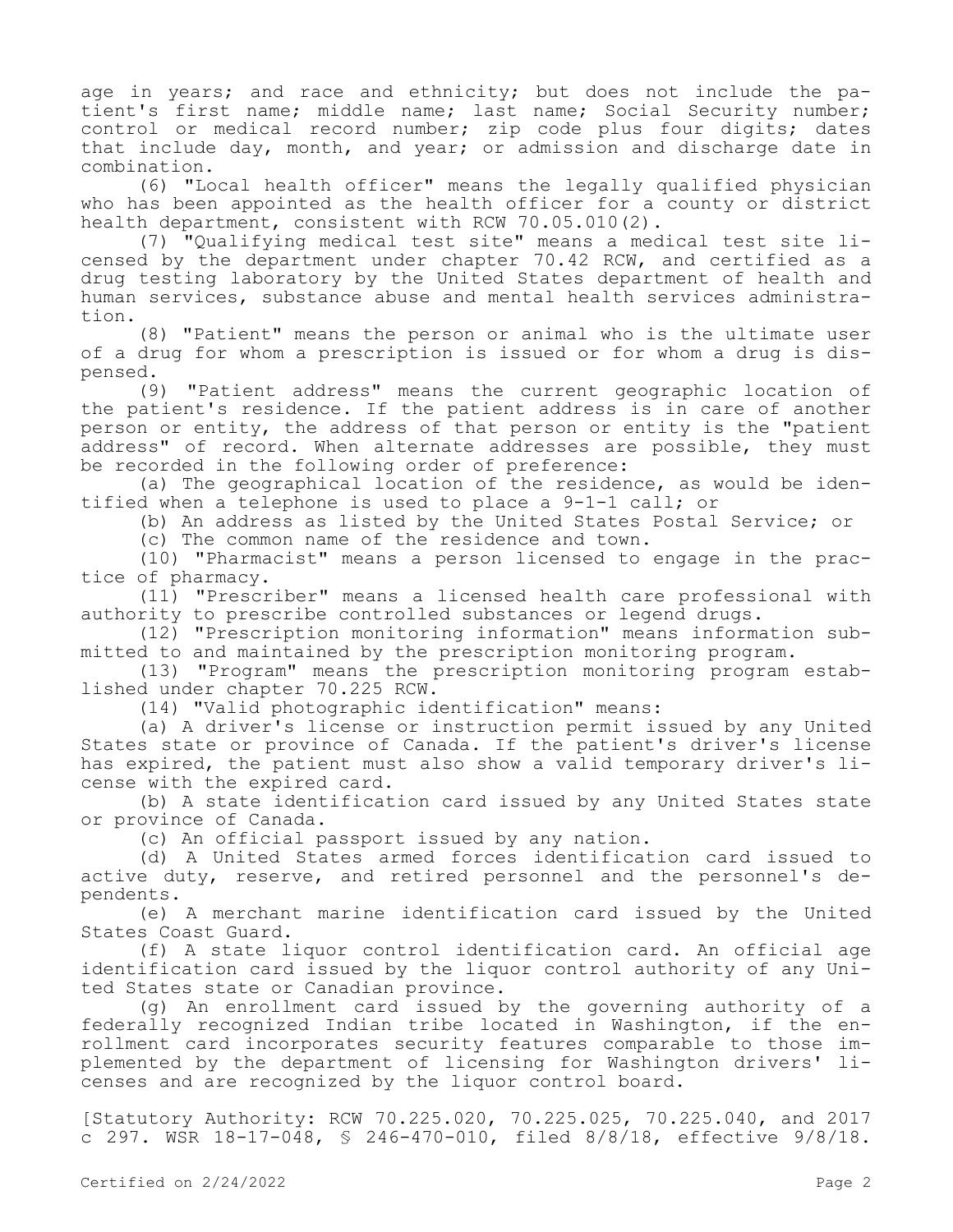age in years; and race and ethnicity; but does not include the patient's first name; middle name; last name; Social Security number; control or medical record number; zip code plus four digits; dates that include day, month, and year; or admission and discharge date in combination.

(6) "Local health officer" means the legally qualified physician who has been appointed as the health officer for a county or district health department, consistent with RCW 70.05.010(2).

(7) "Qualifying medical test site" means a medical test site licensed by the department under chapter 70.42 RCW, and certified as a drug testing laboratory by the United States department of health and human services, substance abuse and mental health services administration.

(8) "Patient" means the person or animal who is the ultimate user of a drug for whom a prescription is issued or for whom a drug is dispensed.

(9) "Patient address" means the current geographic location of the patient's residence. If the patient address is in care of another person or entity, the address of that person or entity is the "patient address" of record. When alternate addresses are possible, they must be recorded in the following order of preference:

(a) The geographical location of the residence, as would be identified when a telephone is used to place a 9-1-1 call; or

(b) An address as listed by the United States Postal Service; or

(c) The common name of the residence and town.

(10) "Pharmacist" means a person licensed to engage in the practice of pharmacy.

(11) "Prescriber" means a licensed health care professional with authority to prescribe controlled substances or legend drugs.

(12) "Prescription monitoring information" means information submitted to and maintained by the prescription monitoring program.

(13) "Program" means the prescription monitoring program established under chapter 70.225 RCW.

(14) "Valid photographic identification" means:

(a) A driver's license or instruction permit issued by any United States state or province of Canada. If the patient's driver's license has expired, the patient must also show a valid temporary driver's license with the expired card.

(b) A state identification card issued by any United States state or province of Canada.

(c) An official passport issued by any nation.

(d) A United States armed forces identification card issued to active duty, reserve, and retired personnel and the personnel's dependents.

(e) A merchant marine identification card issued by the United States Coast Guard.

(f) A state liquor control identification card. An official age identification card issued by the liquor control authority of any United States state or Canadian province.

(g) An enrollment card issued by the governing authority of a federally recognized Indian tribe located in Washington, if the enrollment card incorporates security features comparable to those implemented by the department of licensing for Washington drivers' licenses and are recognized by the liquor control board.

[Statutory Authority: RCW 70.225.020, 70.225.025, 70.225.040, and 2017 c 297. WSR 18-17-048, § 246-470-010, filed 8/8/18, effective 9/8/18.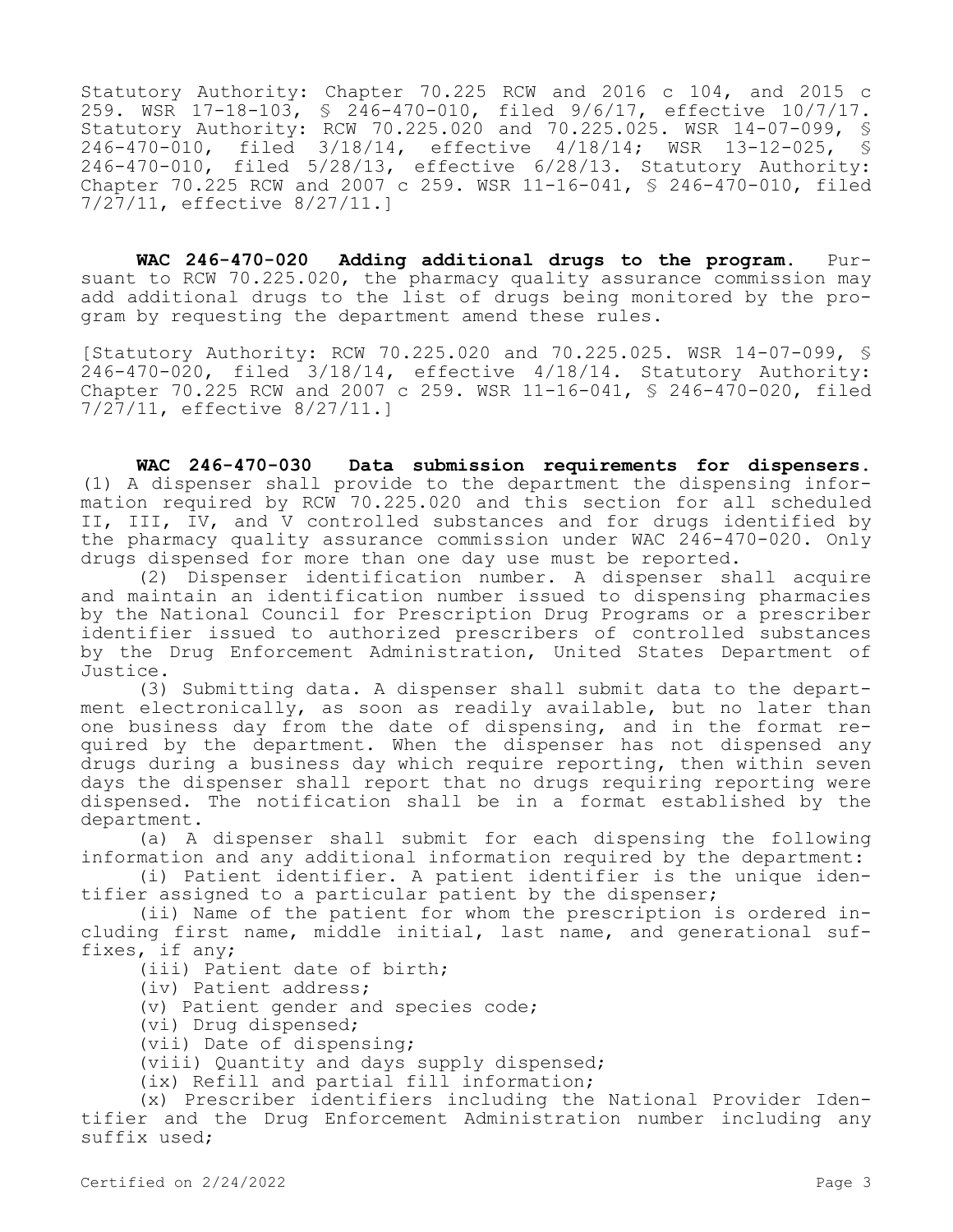Statutory Authority: Chapter 70.225 RCW and 2016 c 104, and 2015 c 259. WSR 17-18-103, § 246-470-010, filed 9/6/17, effective 10/7/17. Statutory Authority: RCW 70.225.020 and 70.225.025. WSR 14-07-099, § 246-470-010, filed 3/18/14, effective 4/18/14; WSR 13-12-025, § 246-470-010, filed 5/28/13, effective 6/28/13. Statutory Authority: Chapter 70.225 RCW and 2007 c 259. WSR 11-16-041, § 246-470-010, filed 7/27/11, effective 8/27/11.]

**WAC 246-470-020 Adding additional drugs to the program.** Pursuant to RCW 70.225.020, the pharmacy quality assurance commission may add additional drugs to the list of drugs being monitored by the program by requesting the department amend these rules.

[Statutory Authority: RCW 70.225.020 and 70.225.025. WSR 14-07-099, § 246-470-020, filed 3/18/14, effective 4/18/14. Statutory Authority: Chapter 70.225 RCW and 2007 c 259. WSR 11-16-041, § 246-470-020, filed 7/27/11, effective 8/27/11.]

**WAC 246-470-030 Data submission requirements for dispensers.** (1) A dispenser shall provide to the department the dispensing information required by RCW 70.225.020 and this section for all scheduled II, III, IV, and V controlled substances and for drugs identified by the pharmacy quality assurance commission under WAC 246-470-020. Only drugs dispensed for more than one day use must be reported.

(2) Dispenser identification number. A dispenser shall acquire and maintain an identification number issued to dispensing pharmacies by the National Council for Prescription Drug Programs or a prescriber identifier issued to authorized prescribers of controlled substances by the Drug Enforcement Administration, United States Department of Justice.

(3) Submitting data. A dispenser shall submit data to the department electronically, as soon as readily available, but no later than one business day from the date of dispensing, and in the format required by the department. When the dispenser has not dispensed any drugs during a business day which require reporting, then within seven days the dispenser shall report that no drugs requiring reporting were dispensed. The notification shall be in a format established by the department.

(a) A dispenser shall submit for each dispensing the following information and any additional information required by the department:

(i) Patient identifier. A patient identifier is the unique identifier assigned to a particular patient by the dispenser;

(ii) Name of the patient for whom the prescription is ordered including first name, middle initial, last name, and generational suffixes, if any;

(iii) Patient date of birth;

(iv) Patient address;

(v) Patient gender and species code;

(vi) Drug dispensed;

(vii) Date of dispensing;

(viii) Quantity and days supply dispensed;

(ix) Refill and partial fill information;

(x) Prescriber identifiers including the National Provider Identifier and the Drug Enforcement Administration number including any suffix used;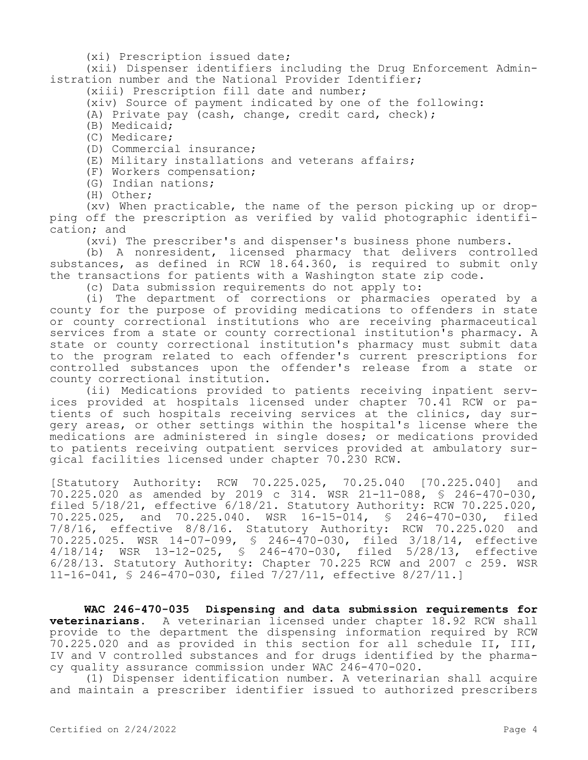(xi) Prescription issued date;

(xii) Dispenser identifiers including the Drug Enforcement Administration number and the National Provider Identifier;

(xiii) Prescription fill date and number;

(xiv) Source of payment indicated by one of the following:

(A) Private pay (cash, change, credit card, check);

(B) Medicaid;

(C) Medicare;

(D) Commercial insurance;

(E) Military installations and veterans affairs;

(F) Workers compensation;

(G) Indian nations;

(H) Other;

(xv) When practicable, the name of the person picking up or dropping off the prescription as verified by valid photographic identification; and

(xvi) The prescriber's and dispenser's business phone numbers.

(b) A nonresident, licensed pharmacy that delivers controlled substances, as defined in RCW 18.64.360, is required to submit only the transactions for patients with a Washington state zip code.

(c) Data submission requirements do not apply to:

(i) The department of corrections or pharmacies operated by a county for the purpose of providing medications to offenders in state or county correctional institutions who are receiving pharmaceutical services from a state or county correctional institution's pharmacy. A state or county correctional institution's pharmacy must submit data to the program related to each offender's current prescriptions for controlled substances upon the offender's release from a state or county correctional institution.

(ii) Medications provided to patients receiving inpatient services provided at hospitals licensed under chapter 70.41 RCW or patients of such hospitals receiving services at the clinics, day surgery areas, or other settings within the hospital's license where the medications are administered in single doses; or medications provided to patients receiving outpatient services provided at ambulatory surgical facilities licensed under chapter 70.230 RCW.

[Statutory Authority: RCW 70.225.025, 70.25.040 [70.225.040] and 70.225.020 as amended by 2019 c 314. WSR 21-11-088, § 246-470-030, filed 5/18/21, effective 6/18/21. Statutory Authority: RCW 70.225.020, 70.225.025, and 70.225.040. WSR 16-15-014, § 246-470-030, filed 7/8/16, effective 8/8/16. Statutory Authority: RCW 70.225.020 and 70.225.025. WSR 14-07-099, § 246-470-030, filed 3/18/14, effective 4/18/14; WSR 13-12-025, § 246-470-030, filed 5/28/13, effective 6/28/13. Statutory Authority: Chapter 70.225 RCW and 2007 c 259. WSR 11-16-041, § 246-470-030, filed 7/27/11, effective 8/27/11.]

**WAC 246-470-035 Dispensing and data submission requirements for veterinarians.** A veterinarian licensed under chapter 18.92 RCW shall provide to the department the dispensing information required by RCW 70.225.020 and as provided in this section for all schedule II, III, IV and V controlled substances and for drugs identified by the pharmacy quality assurance commission under WAC 246-470-020.

(1) Dispenser identification number. A veterinarian shall acquire and maintain a prescriber identifier issued to authorized prescribers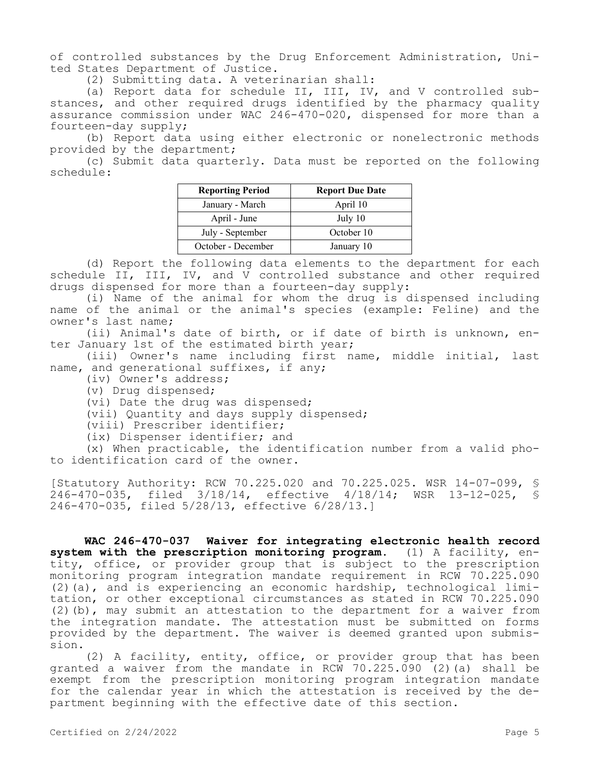of controlled substances by the Drug Enforcement Administration, United States Department of Justice.

(2) Submitting data. A veterinarian shall:

(a) Report data for schedule II, III, IV, and V controlled substances, and other required drugs identified by the pharmacy quality assurance commission under WAC 246-470-020, dispensed for more than a fourteen-day supply;

(b) Report data using either electronic or nonelectronic methods provided by the department;

(c) Submit data quarterly. Data must be reported on the following schedule:

| Reporting Period | Report Due Date |
| --- | --- |
| January - March | April 10 |
| April - June | July 10 |
| July - September | October 10 |
| October - December | January 10 |

(d) Report the following data elements to the department for each schedule II, III, IV, and V controlled substance and other required drugs dispensed for more than a fourteen-day supply:

(i) Name of the animal for whom the drug is dispensed including name of the animal or the animal's species (example: Feline) and the owner's last name;

(ii) Animal's date of birth, or if date of birth is unknown, enter January 1st of the estimated birth year;

(iii) Owner's name including first name, middle initial, last name, and generational suffixes, if any;

(iv) Owner's address;

(v) Drug dispensed;

(vi) Date the drug was dispensed;

(vii) Quantity and days supply dispensed;

(viii) Prescriber identifier;

(ix) Dispenser identifier; and

(x) When practicable, the identification number from a valid photo identification card of the owner.

[Statutory Authority: RCW 70.225.020 and 70.225.025. WSR 14-07-099, § 246-470-035, filed 3/18/14, effective 4/18/14; WSR 13-12-025, § 246-470-035, filed 5/28/13, effective 6/28/13.]

**WAC 246-470-037 Waiver for integrating electronic health record system with the prescription monitoring program.** (1) A facility, entity, office, or provider group that is subject to the prescription monitoring program integration mandate requirement in RCW 70.225.090 (2)(a), and is experiencing an economic hardship, technological limitation, or other exceptional circumstances as stated in RCW 70.225.090 (2)(b), may submit an attestation to the department for a waiver from the integration mandate. The attestation must be submitted on forms provided by the department. The waiver is deemed granted upon submission.

(2) A facility, entity, office, or provider group that has been granted a waiver from the mandate in RCW 70.225.090 (2)(a) shall be exempt from the prescription monitoring program integration mandate for the calendar year in which the attestation is received by the department beginning with the effective date of this section.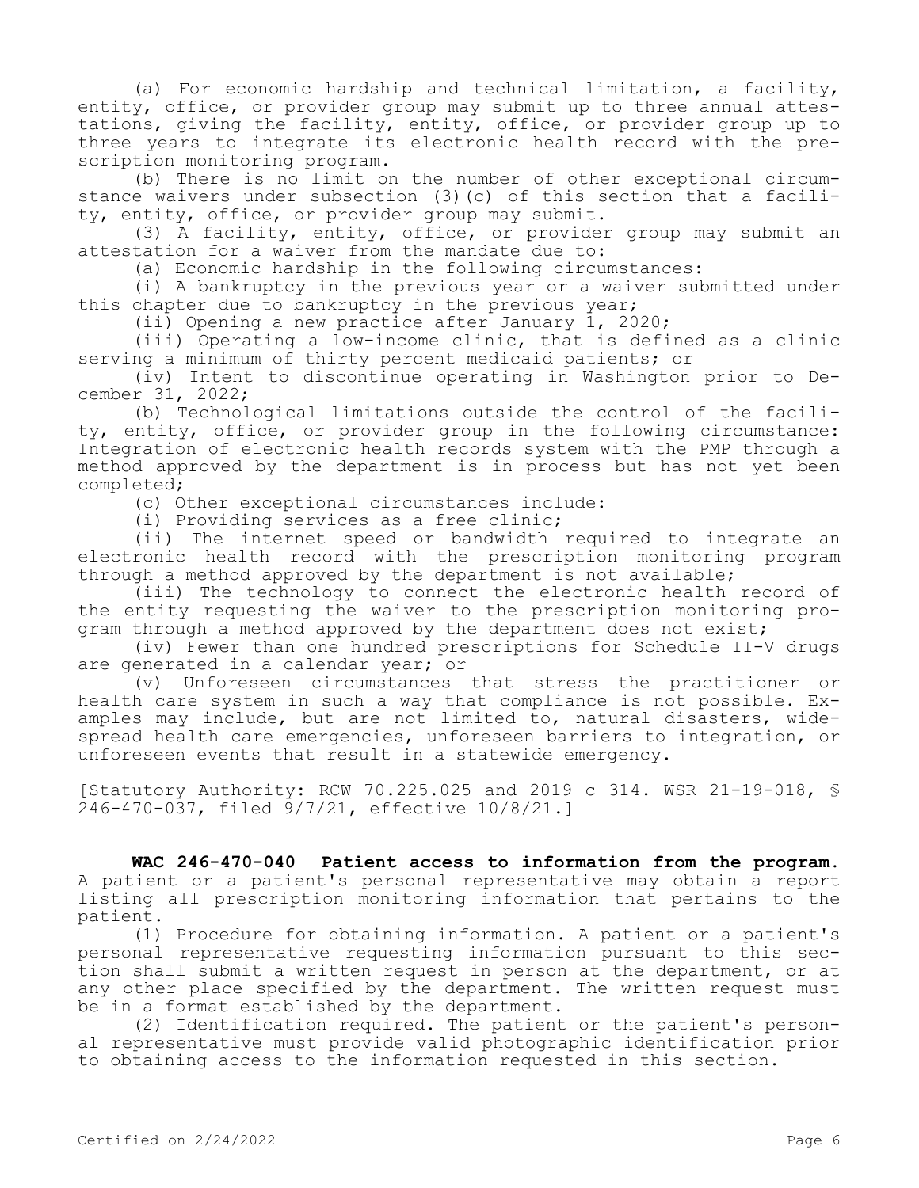(a) For economic hardship and technical limitation, a facility, entity, office, or provider group may submit up to three annual attestations, giving the facility, entity, office, or provider group up to three years to integrate its electronic health record with the prescription monitoring program.

(b) There is no limit on the number of other exceptional circumstance waivers under subsection (3)(c) of this section that a facility, entity, office, or provider group may submit.

(3) A facility, entity, office, or provider group may submit an attestation for a waiver from the mandate due to:

(a) Economic hardship in the following circumstances:

(i) A bankruptcy in the previous year or a waiver submitted under this chapter due to bankruptcy in the previous year;

(ii) Opening a new practice after January 1, 2020;

(iii) Operating a low-income clinic, that is defined as a clinic serving a minimum of thirty percent medicaid patients; or

(iv) Intent to discontinue operating in Washington prior to December 31, 2022;

(b) Technological limitations outside the control of the facility, entity, office, or provider group in the following circumstance: Integration of electronic health records system with the PMP through a method approved by the department is in process but has not yet been completed;

(c) Other exceptional circumstances include:

(i) Providing services as a free clinic;

(ii) The internet speed or bandwidth required to integrate an electronic health record with the prescription monitoring program through a method approved by the department is not available;

(iii) The technology to connect the electronic health record of the entity requesting the waiver to the prescription monitoring program through a method approved by the department does not exist;

(iv) Fewer than one hundred prescriptions for Schedule II-V drugs are generated in a calendar year; or

(v) Unforeseen circumstances that stress the practitioner or health care system in such a way that compliance is not possible. Examples may include, but are not limited to, natural disasters, widespread health care emergencies, unforeseen barriers to integration, or unforeseen events that result in a statewide emergency.

[Statutory Authority: RCW 70.225.025 and 2019 c 314. WSR 21-19-018, § 246-470-037, filed 9/7/21, effective 10/8/21.]

**WAC 246-470-040 Patient access to information from the program.** A patient or a patient's personal representative may obtain a report listing all prescription monitoring information that pertains to the patient.

(1) Procedure for obtaining information. A patient or a patient's personal representative requesting information pursuant to this section shall submit a written request in person at the department, or at any other place specified by the department. The written request must be in a format established by the department.

(2) Identification required. The patient or the patient's personal representative must provide valid photographic identification prior to obtaining access to the information requested in this section.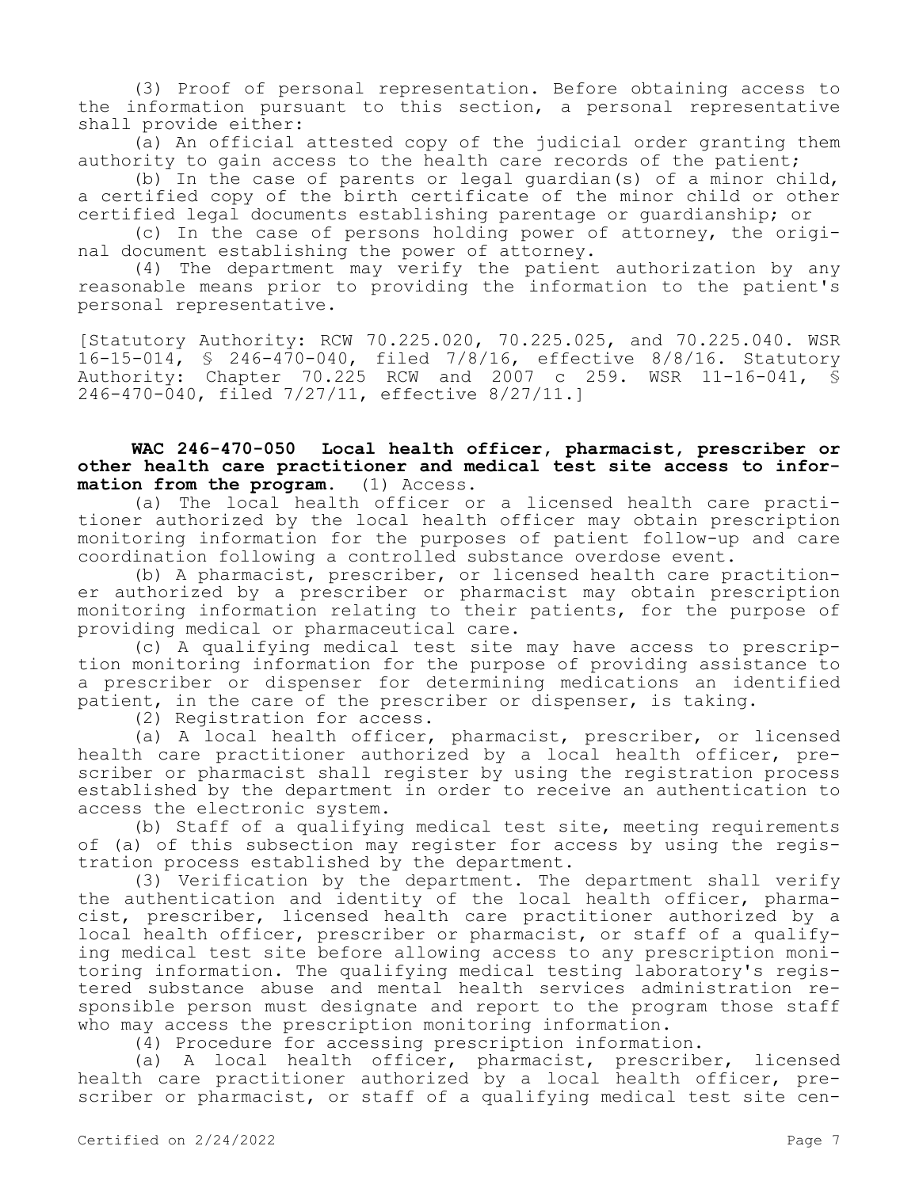(3) Proof of personal representation. Before obtaining access to the information pursuant to this section, a personal representative shall provide either:

(a) An official attested copy of the judicial order granting them authority to gain access to the health care records of the patient;

(b) In the case of parents or legal guardian(s) of a minor child, a certified copy of the birth certificate of the minor child or other certified legal documents establishing parentage or guardianship; or

(c) In the case of persons holding power of attorney, the original document establishing the power of attorney.

(4) The department may verify the patient authorization by any reasonable means prior to providing the information to the patient's personal representative.

[Statutory Authority: RCW 70.225.020, 70.225.025, and 70.225.040. WSR 16-15-014, § 246-470-040, filed 7/8/16, effective 8/8/16. Statutory Authority: Chapter 70.225 RCW and 2007 c 259. WSR 11-16-041, § 246-470-040, filed 7/27/11, effective 8/27/11.]

**WAC 246-470-050 Local health officer, pharmacist, prescriber or other health care practitioner and medical test site access to information from the program.** (1) Access.

(a) The local health officer or a licensed health care practitioner authorized by the local health officer may obtain prescription monitoring information for the purposes of patient follow-up and care coordination following a controlled substance overdose event.

(b) A pharmacist, prescriber, or licensed health care practitioner authorized by a prescriber or pharmacist may obtain prescription monitoring information relating to their patients, for the purpose of providing medical or pharmaceutical care.

(c) A qualifying medical test site may have access to prescription monitoring information for the purpose of providing assistance to a prescriber or dispenser for determining medications an identified patient, in the care of the prescriber or dispenser, is taking.

(2) Registration for access.

(a) A local health officer, pharmacist, prescriber, or licensed health care practitioner authorized by a local health officer, prescriber or pharmacist shall register by using the registration process established by the department in order to receive an authentication to access the electronic system.

(b) Staff of a qualifying medical test site, meeting requirements of (a) of this subsection may register for access by using the registration process established by the department.

(3) Verification by the department. The department shall verify the authentication and identity of the local health officer, pharmacist, prescriber, licensed health care practitioner authorized by a local health officer, prescriber or pharmacist, or staff of a qualifying medical test site before allowing access to any prescription monitoring information. The qualifying medical testing laboratory's registered substance abuse and mental health services administration responsible person must designate and report to the program those staff who may access the prescription monitoring information.

(4) Procedure for accessing prescription information.

(a) A local health officer, pharmacist, prescriber, licensed health care practitioner authorized by a local health officer, prescriber or pharmacist, or staff of a qualifying medical test site cen-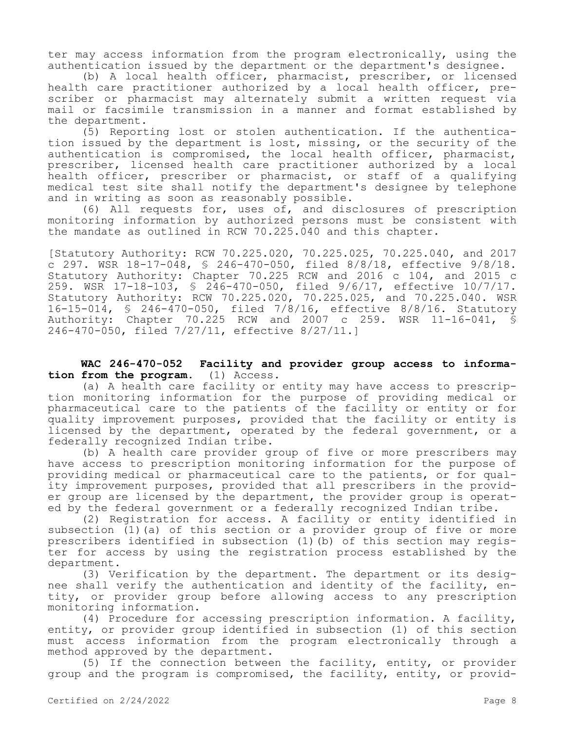ter may access information from the program electronically, using the authentication issued by the department or the department's designee.

(b) A local health officer, pharmacist, prescriber, or licensed health care practitioner authorized by a local health officer, prescriber or pharmacist may alternately submit a written request via mail or facsimile transmission in a manner and format established by the department.

(5) Reporting lost or stolen authentication. If the authentication issued by the department is lost, missing, or the security of the authentication is compromised, the local health officer, pharmacist, prescriber, licensed health care practitioner authorized by a local health officer, prescriber or pharmacist, or staff of a qualifying medical test site shall notify the department's designee by telephone and in writing as soon as reasonably possible.

(6) All requests for, uses of, and disclosures of prescription monitoring information by authorized persons must be consistent with the mandate as outlined in RCW 70.225.040 and this chapter.

[Statutory Authority: RCW 70.225.020, 70.225.025, 70.225.040, and 2017 c 297. WSR 18-17-048, § 246-470-050, filed 8/8/18, effective 9/8/18. Statutory Authority: Chapter 70.225 RCW and 2016 c 104, and 2015 c 259. WSR 17-18-103, § 246-470-050, filed 9/6/17, effective 10/7/17. Statutory Authority: RCW 70.225.020, 70.225.025, and 70.225.040. WSR 16-15-014, § 246-470-050, filed 7/8/16, effective 8/8/16. Statutory Authority: Chapter 70.225 RCW and 2007 c 259. WSR 11-16-041, § 246-470-050, filed 7/27/11, effective 8/27/11.]

**WAC 246-470-052 Facility and provider group access to information from the program.** (1) Access.

(a) A health care facility or entity may have access to prescription monitoring information for the purpose of providing medical or pharmaceutical care to the patients of the facility or entity or for quality improvement purposes, provided that the facility or entity is licensed by the department, operated by the federal government, or a federally recognized Indian tribe.

(b) A health care provider group of five or more prescribers may have access to prescription monitoring information for the purpose of providing medical or pharmaceutical care to the patients, or for quality improvement purposes, provided that all prescribers in the provider group are licensed by the department, the provider group is operated by the federal government or a federally recognized Indian tribe.

(2) Registration for access. A facility or entity identified in subsection (1)(a) of this section or a provider group of five or more prescribers identified in subsection (1)(b) of this section may register for access by using the registration process established by the department.

(3) Verification by the department. The department or its designee shall verify the authentication and identity of the facility, entity, or provider group before allowing access to any prescription monitoring information.

(4) Procedure for accessing prescription information. A facility, entity, or provider group identified in subsection (1) of this section must access information from the program electronically through a method approved by the department.

(5) If the connection between the facility, entity, or provider group and the program is compromised, the facility, entity, or provid-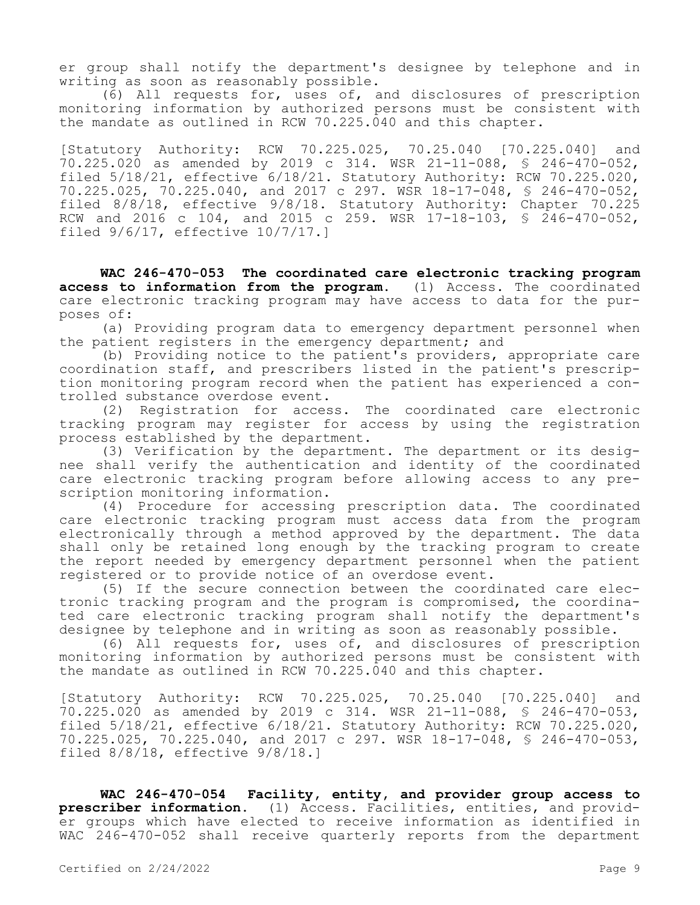er group shall notify the department's designee by telephone and in writing as soon as reasonably possible.

(6) All requests for, uses of, and disclosures of prescription monitoring information by authorized persons must be consistent with the mandate as outlined in RCW 70.225.040 and this chapter.

[Statutory Authority: RCW 70.225.025, 70.25.040 [70.225.040] and 70.225.020 as amended by 2019 c 314. WSR 21-11-088, § 246-470-052, filed 5/18/21, effective 6/18/21. Statutory Authority: RCW 70.225.020, 70.225.025, 70.225.040, and 2017 c 297. WSR 18-17-048, § 246-470-052, filed 8/8/18, effective 9/8/18. Statutory Authority: Chapter 70.225 RCW and 2016 c 104, and 2015 c 259. WSR 17-18-103, § 246-470-052, filed 9/6/17, effective 10/7/17.]

**WAC 246-470-053 The coordinated care electronic tracking program access to information from the program.** (1) Access. The coordinated care electronic tracking program may have access to data for the purposes of:

(a) Providing program data to emergency department personnel when the patient registers in the emergency department; and

(b) Providing notice to the patient's providers, appropriate care coordination staff, and prescribers listed in the patient's prescription monitoring program record when the patient has experienced a controlled substance overdose event.

(2) Registration for access. The coordinated care electronic tracking program may register for access by using the registration process established by the department.

(3) Verification by the department. The department or its designee shall verify the authentication and identity of the coordinated care electronic tracking program before allowing access to any prescription monitoring information.

(4) Procedure for accessing prescription data. The coordinated care electronic tracking program must access data from the program electronically through a method approved by the department. The data shall only be retained long enough by the tracking program to create the report needed by emergency department personnel when the patient registered or to provide notice of an overdose event.

(5) If the secure connection between the coordinated care electronic tracking program and the program is compromised, the coordinated care electronic tracking program shall notify the department's designee by telephone and in writing as soon as reasonably possible.

(6) All requests for, uses of, and disclosures of prescription monitoring information by authorized persons must be consistent with the mandate as outlined in RCW 70.225.040 and this chapter.

[Statutory Authority: RCW 70.225.025, 70.25.040 [70.225.040] and 70.225.020 as amended by 2019 c 314. WSR 21-11-088, § 246-470-053, filed 5/18/21, effective 6/18/21. Statutory Authority: RCW 70.225.020, 70.225.025, 70.225.040, and 2017 c 297. WSR 18-17-048, § 246-470-053, filed 8/8/18, effective 9/8/18.]

**WAC 246-470-054 Facility, entity, and provider group access to prescriber information.** (1) Access. Facilities, entities, and provider groups which have elected to receive information as identified in WAC 246-470-052 shall receive quarterly reports from the department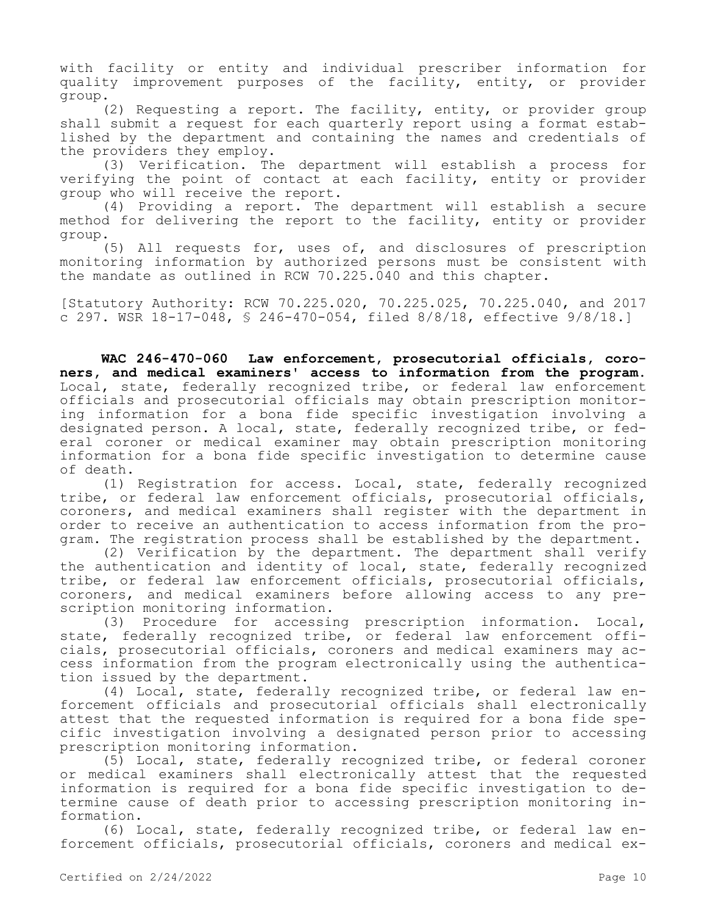with facility or entity and individual prescriber information for quality improvement purposes of the facility, entity, or provider group.

(2) Requesting a report. The facility, entity, or provider group shall submit a request for each quarterly report using a format established by the department and containing the names and credentials of the providers they employ.

(3) Verification. The department will establish a process for verifying the point of contact at each facility, entity or provider group who will receive the report.

(4) Providing a report. The department will establish a secure method for delivering the report to the facility, entity or provider group.

(5) All requests for, uses of, and disclosures of prescription monitoring information by authorized persons must be consistent with the mandate as outlined in RCW 70.225.040 and this chapter.

[Statutory Authority: RCW 70.225.020, 70.225.025, 70.225.040, and 2017 c 297. WSR 18-17-048, § 246-470-054, filed 8/8/18, effective 9/8/18.]

**WAC 246-470-060 Law enforcement, prosecutorial officials, coroners, and medical examiners' access to information from the program.** Local, state, federally recognized tribe, or federal law enforcement officials and prosecutorial officials may obtain prescription monitoring information for a bona fide specific investigation involving a designated person. A local, state, federally recognized tribe, or federal coroner or medical examiner may obtain prescription monitoring information for a bona fide specific investigation to determine cause of death.

(1) Registration for access. Local, state, federally recognized tribe, or federal law enforcement officials, prosecutorial officials, coroners, and medical examiners shall register with the department in order to receive an authentication to access information from the program. The registration process shall be established by the department.

(2) Verification by the department. The department shall verify the authentication and identity of local, state, federally recognized tribe, or federal law enforcement officials, prosecutorial officials, coroners, and medical examiners before allowing access to any prescription monitoring information.

(3) Procedure for accessing prescription information. Local, state, federally recognized tribe, or federal law enforcement officials, prosecutorial officials, coroners and medical examiners may access information from the program electronically using the authentication issued by the department.

(4) Local, state, federally recognized tribe, or federal law enforcement officials and prosecutorial officials shall electronically attest that the requested information is required for a bona fide specific investigation involving a designated person prior to accessing prescription monitoring information.

(5) Local, state, federally recognized tribe, or federal coroner or medical examiners shall electronically attest that the requested information is required for a bona fide specific investigation to determine cause of death prior to accessing prescription monitoring information.

(6) Local, state, federally recognized tribe, or federal law enforcement officials, prosecutorial officials, coroners and medical ex-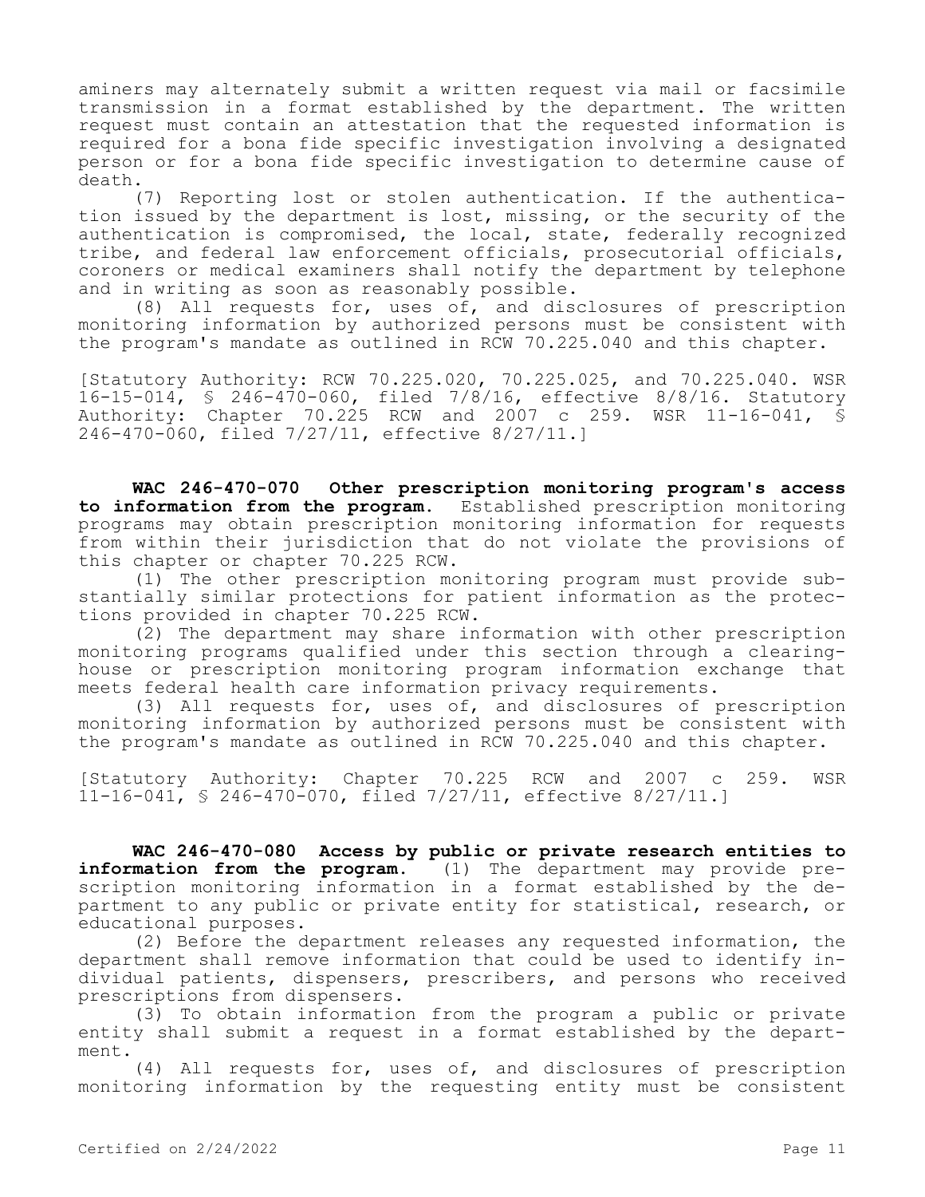aminers may alternately submit a written request via mail or facsimile transmission in a format established by the department. The written request must contain an attestation that the requested information is required for a bona fide specific investigation involving a designated person or for a bona fide specific investigation to determine cause of death.

(7) Reporting lost or stolen authentication. If the authentication issued by the department is lost, missing, or the security of the authentication is compromised, the local, state, federally recognized tribe, and federal law enforcement officials, prosecutorial officials, coroners or medical examiners shall notify the department by telephone and in writing as soon as reasonably possible.

(8) All requests for, uses of, and disclosures of prescription monitoring information by authorized persons must be consistent with the program's mandate as outlined in RCW 70.225.040 and this chapter.

[Statutory Authority: RCW 70.225.020, 70.225.025, and 70.225.040. WSR 16-15-014, § 246-470-060, filed 7/8/16, effective 8/8/16. Statutory Authority: Chapter 70.225 RCW and 2007 c 259. WSR 11-16-041, § 246-470-060, filed 7/27/11, effective 8/27/11.]

**WAC 246-470-070 Other prescription monitoring program's access to information from the program.** Established prescription monitoring programs may obtain prescription monitoring information for requests from within their jurisdiction that do not violate the provisions of this chapter or chapter 70.225 RCW.

(1) The other prescription monitoring program must provide substantially similar protections for patient information as the protections provided in chapter 70.225 RCW.

(2) The department may share information with other prescription monitoring programs qualified under this section through a clearinghouse or prescription monitoring program information exchange that meets federal health care information privacy requirements.

(3) All requests for, uses of, and disclosures of prescription monitoring information by authorized persons must be consistent with the program's mandate as outlined in RCW 70.225.040 and this chapter.

[Statutory Authority: Chapter 70.225 RCW and 2007 c 259. WSR 11-16-041, § 246-470-070, filed 7/27/11, effective 8/27/11.]

**WAC 246-470-080 Access by public or private research entities to information from the program.** (1) The department may provide prescription monitoring information in a format established by the department to any public or private entity for statistical, research, or educational purposes.

(2) Before the department releases any requested information, the department shall remove information that could be used to identify individual patients, dispensers, prescribers, and persons who received prescriptions from dispensers.

(3) To obtain information from the program a public or private entity shall submit a request in a format established by the department.

(4) All requests for, uses of, and disclosures of prescription monitoring information by the requesting entity must be consistent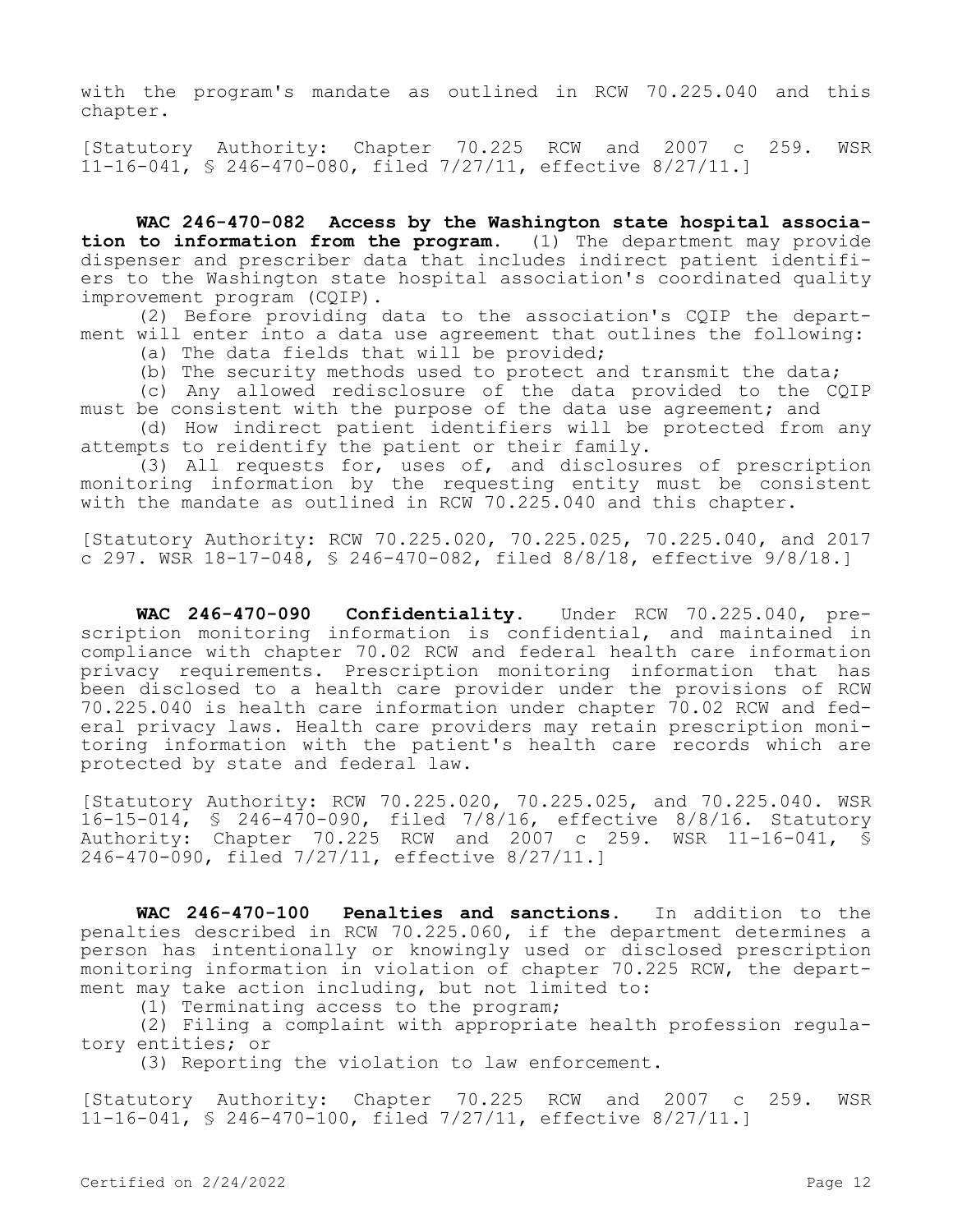with the program's mandate as outlined in RCW 70.225.040 and this chapter.

[Statutory Authority: Chapter 70.225 RCW and 2007 c 259. WSR 11-16-041, § 246-470-080, filed 7/27/11, effective 8/27/11.]

**WAC 246-470-082 Access by the Washington state hospital association to information from the program.** (1) The department may provide dispenser and prescriber data that includes indirect patient identifiers to the Washington state hospital association's coordinated quality improvement program (CQIP).

(2) Before providing data to the association's CQIP the department will enter into a data use agreement that outlines the following:

(a) The data fields that will be provided;

(b) The security methods used to protect and transmit the data;

(c) Any allowed redisclosure of the data provided to the CQIP must be consistent with the purpose of the data use agreement; and

(d) How indirect patient identifiers will be protected from any attempts to reidentify the patient or their family.

(3) All requests for, uses of, and disclosures of prescription monitoring information by the requesting entity must be consistent with the mandate as outlined in RCW 70.225.040 and this chapter.

[Statutory Authority: RCW 70.225.020, 70.225.025, 70.225.040, and 2017 c 297. WSR 18-17-048, § 246-470-082, filed 8/8/18, effective 9/8/18.]

**WAC 246-470-090 Confidentiality.** Under RCW 70.225.040, prescription monitoring information is confidential, and maintained in compliance with chapter 70.02 RCW and federal health care information privacy requirements. Prescription monitoring information that has been disclosed to a health care provider under the provisions of RCW 70.225.040 is health care information under chapter 70.02 RCW and federal privacy laws. Health care providers may retain prescription monitoring information with the patient's health care records which are protected by state and federal law.

[Statutory Authority: RCW 70.225.020, 70.225.025, and 70.225.040. WSR 16-15-014, § 246-470-090, filed 7/8/16, effective 8/8/16. Statutory Authority: Chapter 70.225 RCW and 2007 c 259. WSR 11-16-041, § 246-470-090, filed 7/27/11, effective 8/27/11.]

**WAC 246-470-100 Penalties and sanctions.** In addition to the penalties described in RCW 70.225.060, if the department determines a person has intentionally or knowingly used or disclosed prescription monitoring information in violation of chapter 70.225 RCW, the department may take action including, but not limited to:

(1) Terminating access to the program;

(2) Filing a complaint with appropriate health profession regulatory entities; or

(3) Reporting the violation to law enforcement.

[Statutory Authority: Chapter 70.225 RCW and 2007 c 259. WSR 11-16-041, § 246-470-100, filed 7/27/11, effective 8/27/11.]